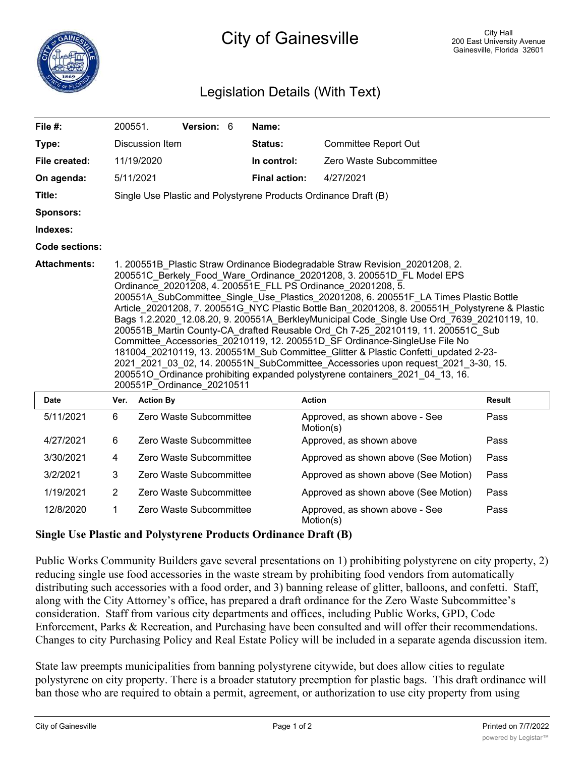# City of Gainesville

City Hall
200 East University Avenue
Gainesville, Florida 32601

## Legislation Details (With Text)

| | | | |
|---|---|---|---|
| **File #:** | 200551. **Version:** 6 | **Name:** | |
| **Type:** | Discussion Item | **Status:** | Committee Report Out |
| **File created:** | 11/19/2020 | **In control:** | Zero Waste Subcommittee |
| **On agenda:** | 5/11/2021 | **Final action:** | 4/27/2021 |
| **Title:** | Single Use Plastic and Polystyrene Products Ordinance Draft (B) | | |
| **Sponsors:** | | | |
| **Indexes:** | | | |
| **Code sections:** | | | |
| **Attachments:** | 1. 200551B_Plastic Straw Ordinance Biodegradable Straw Revision_20201208, 2. 200551C_Berkely_Food_Ware_Ordinance_20201208, 3. 200551D_FL Model EPS Ordinance_20201208, 4. 200551E_FLL PS Ordinance_20201208, 5. 200551A_SubCommittee_Single_Use_Plastics_20201208, 6. 200551F_LA Times Plastic Bottle Article_20201208, 7. 200551G_NYC Plastic Bottle Ban_20201208, 8. 200551H_Polystyrene & Plastic Bags 1.2.2020_12.08.20, 9. 200551A_BerkleyMunicipal Code_Single Use Ord_7639_20210119, 10. 200551B_Martin County-CA_drafted Reusable Ord_Ch 7-25_20210119, 11. 200551C_Sub Committee_Accessories_20210119, 12. 200551D_SF Ordinance-SingleUse File No 181004_20210119, 13. 200551M_Sub Committee_Glitter & Plastic Confetti_updated 2-23-2021_2021_03_02, 14. 200551N_SubCommittee_Accessories upon request_2021_3-30, 15. 200551O_Ordinance prohibiting expanded polystyrene containers_2021_04_13, 16. 200551P_Ordinance_20210511 | | |

| Date | Ver. | Action By | Action | Result |
|---|---|---|---|---|
| 5/11/2021 | 6 | Zero Waste Subcommittee | Approved, as shown above - See Motion(s) | Pass |
| 4/27/2021 | 6 | Zero Waste Subcommittee | Approved, as shown above | Pass |
| 3/30/2021 | 4 | Zero Waste Subcommittee | Approved as shown above (See Motion) | Pass |
| 3/2/2021 | 3 | Zero Waste Subcommittee | Approved as shown above (See Motion) | Pass |
| 1/19/2021 | 2 | Zero Waste Subcommittee | Approved as shown above (See Motion) | Pass |
| 12/8/2020 | 1 | Zero Waste Subcommittee | Approved, as shown above - See Motion(s) | Pass |

**Single Use Plastic and Polystyrene Products Ordinance Draft (B)**

Public Works Community Builders gave several presentations on 1) prohibiting polystyrene on city property, 2) reducing single use food accessories in the waste stream by prohibiting food vendors from automatically distributing such accessories with a food order, and 3) banning release of glitter, balloons, and confetti. Staff, along with the City Attorney's office, has prepared a draft ordinance for the Zero Waste Subcommittee's consideration. Staff from various city departments and offices, including Public Works, GPD, Code Enforcement, Parks & Recreation, and Purchasing have been consulted and will offer their recommendations. Changes to city Purchasing Policy and Real Estate Policy will be included in a separate agenda discussion item.

State law preempts municipalities from banning polystyrene citywide, but does allow cities to regulate polystyrene on city property. There is a broader statutory preemption for plastic bags. This draft ordinance will ban those who are required to obtain a permit, agreement, or authorization to use city property from using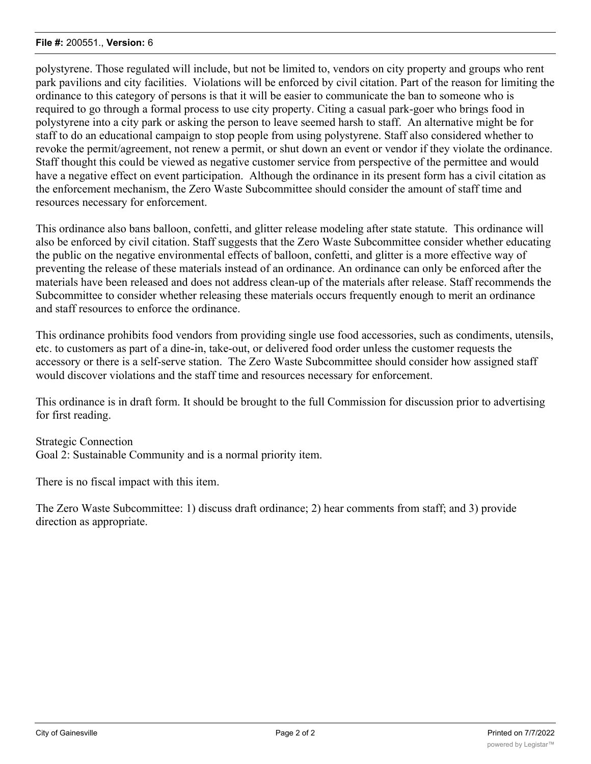polystyrene. Those regulated will include, but not be limited to, vendors on city property and groups who rent park pavilions and city facilities. Violations will be enforced by civil citation. Part of the reason for limiting the ordinance to this category of persons is that it will be easier to communicate the ban to someone who is required to go through a formal process to use city property. Citing a casual park-goer who brings food in polystyrene into a city park or asking the person to leave seemed harsh to staff. An alternative might be for staff to do an educational campaign to stop people from using polystyrene. Staff also considered whether to revoke the permit/agreement, not renew a permit, or shut down an event or vendor if they violate the ordinance. Staff thought this could be viewed as negative customer service from perspective of the permittee and would have a negative effect on event participation. Although the ordinance in its present form has a civil citation as the enforcement mechanism, the Zero Waste Subcommittee should consider the amount of staff time and resources necessary for enforcement.

This ordinance also bans balloon, confetti, and glitter release modeling after state statute. This ordinance will also be enforced by civil citation. Staff suggests that the Zero Waste Subcommittee consider whether educating the public on the negative environmental effects of balloon, confetti, and glitter is a more effective way of preventing the release of these materials instead of an ordinance. An ordinance can only be enforced after the materials have been released and does not address clean-up of the materials after release. Staff recommends the Subcommittee to consider whether releasing these materials occurs frequently enough to merit an ordinance and staff resources to enforce the ordinance.

This ordinance prohibits food vendors from providing single use food accessories, such as condiments, utensils, etc. to customers as part of a dine-in, take-out, or delivered food order unless the customer requests the accessory or there is a self-serve station. The Zero Waste Subcommittee should consider how assigned staff would discover violations and the staff time and resources necessary for enforcement.

This ordinance is in draft form. It should be brought to the full Commission for discussion prior to advertising for first reading.

Strategic Connection
Goal 2: Sustainable Community and is a normal priority item.

There is no fiscal impact with this item.

The Zero Waste Subcommittee: 1) discuss draft ordinance; 2) hear comments from staff; and 3) provide direction as appropriate.